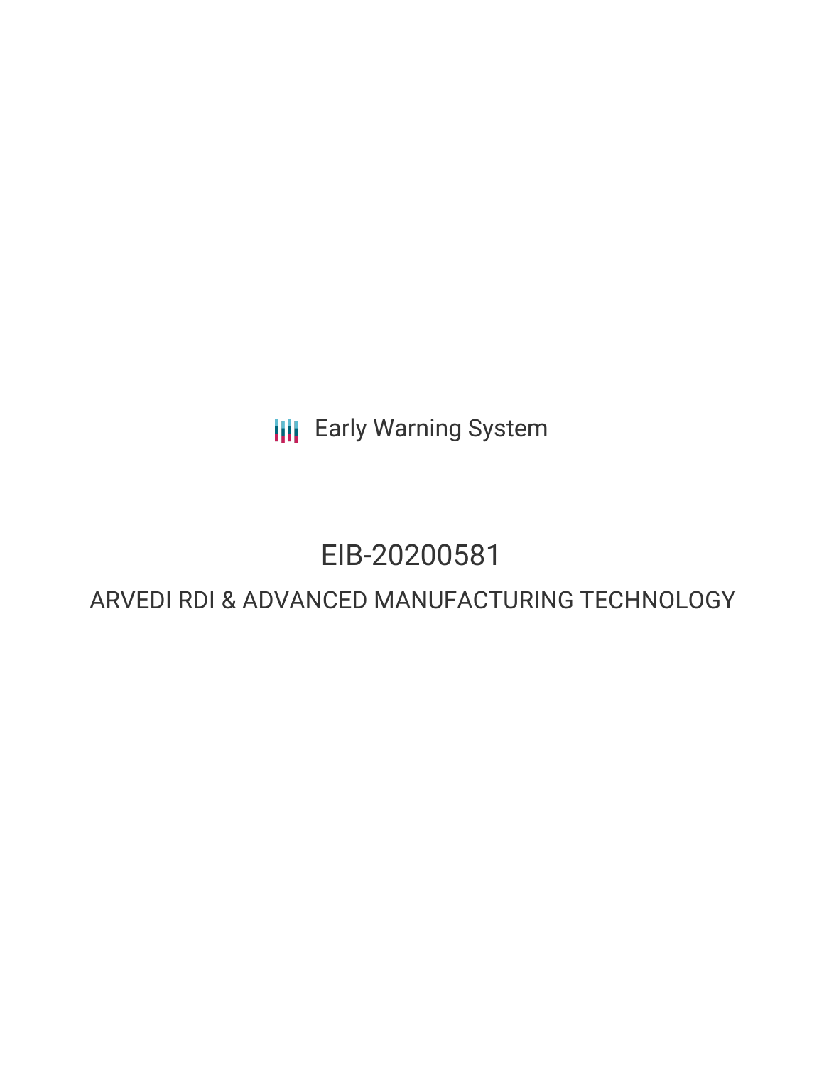Early Warning System

# EIB-20200581

## ARVEDI RDI & ADVANCED MANUFACTURING TECHNOLOGY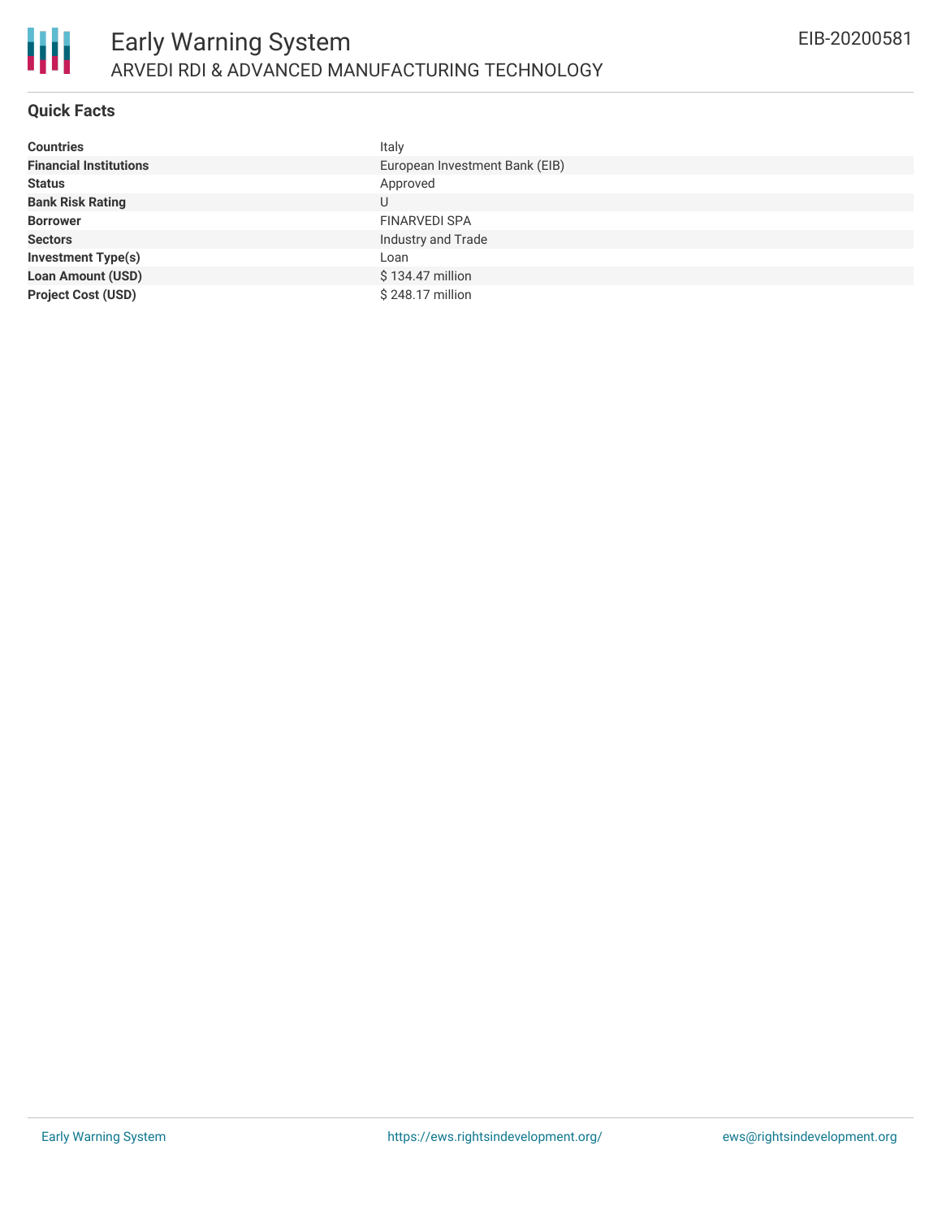# Early Warning System

## ARVEDI RDI & ADVANCED MANUFACTURING TECHNOLOGY

EIB-20200581

### Quick Facts

| | |
|---|---|
| **Countries** | Italy |
| **Financial Institutions** | European Investment Bank (EIB) |
| **Status** | Approved |
| **Bank Risk Rating** | U |
| **Borrower** | FINARVEDI SPA |
| **Sectors** | Industry and Trade |
| **Investment Type(s)** | Loan |
| **Loan Amount (USD)** | $ 134.47 million |
| **Project Cost (USD)** | $ 248.17 million |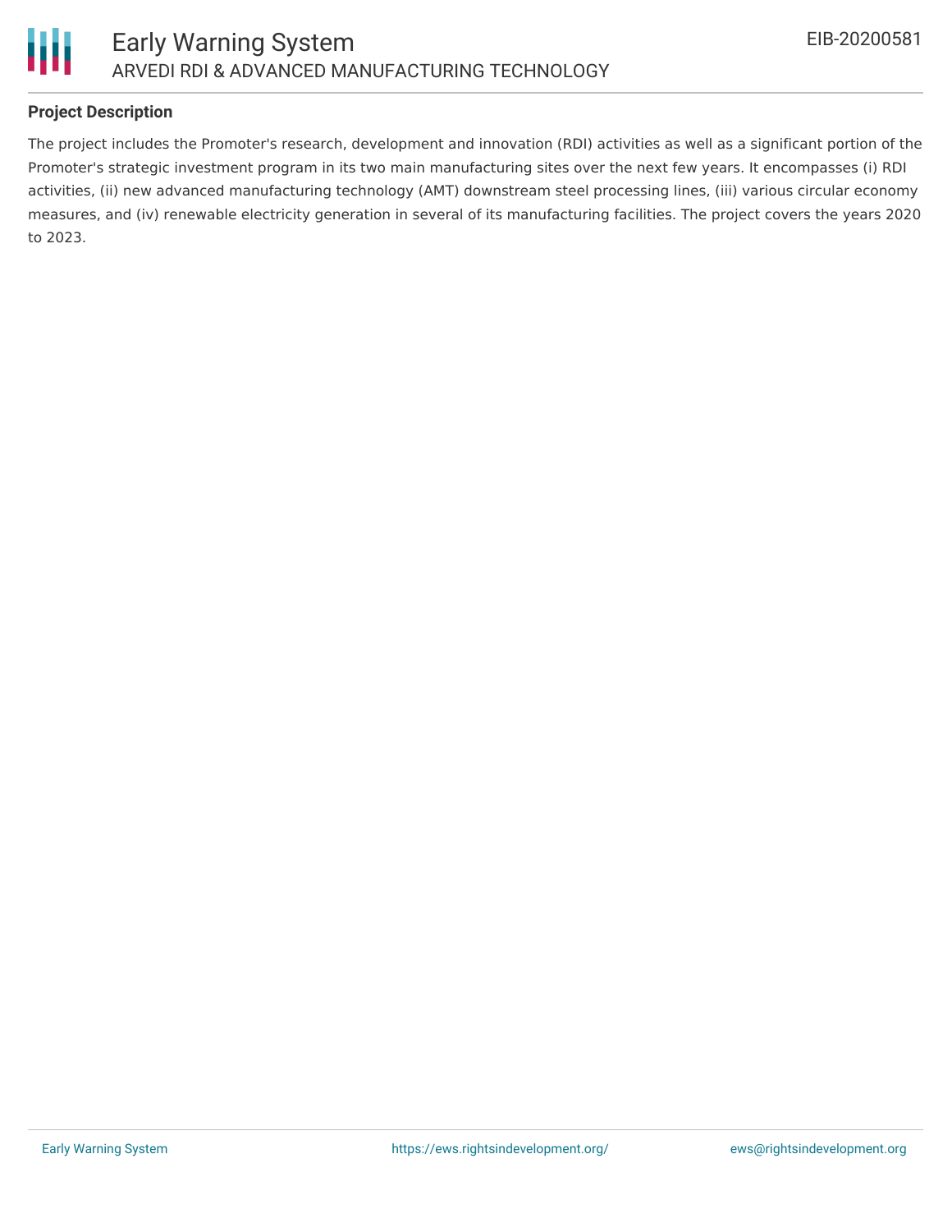## Project Description

The project includes the Promoter's research, development and innovation (RDI) activities as well as a significant portion of the Promoter's strategic investment program in its two main manufacturing sites over the next few years. It encompasses (i) RDI activities, (ii) new advanced manufacturing technology (AMT) downstream steel processing lines, (iii) various circular economy measures, and (iv) renewable electricity generation in several of its manufacturing facilities. The project covers the years 2020 to 2023.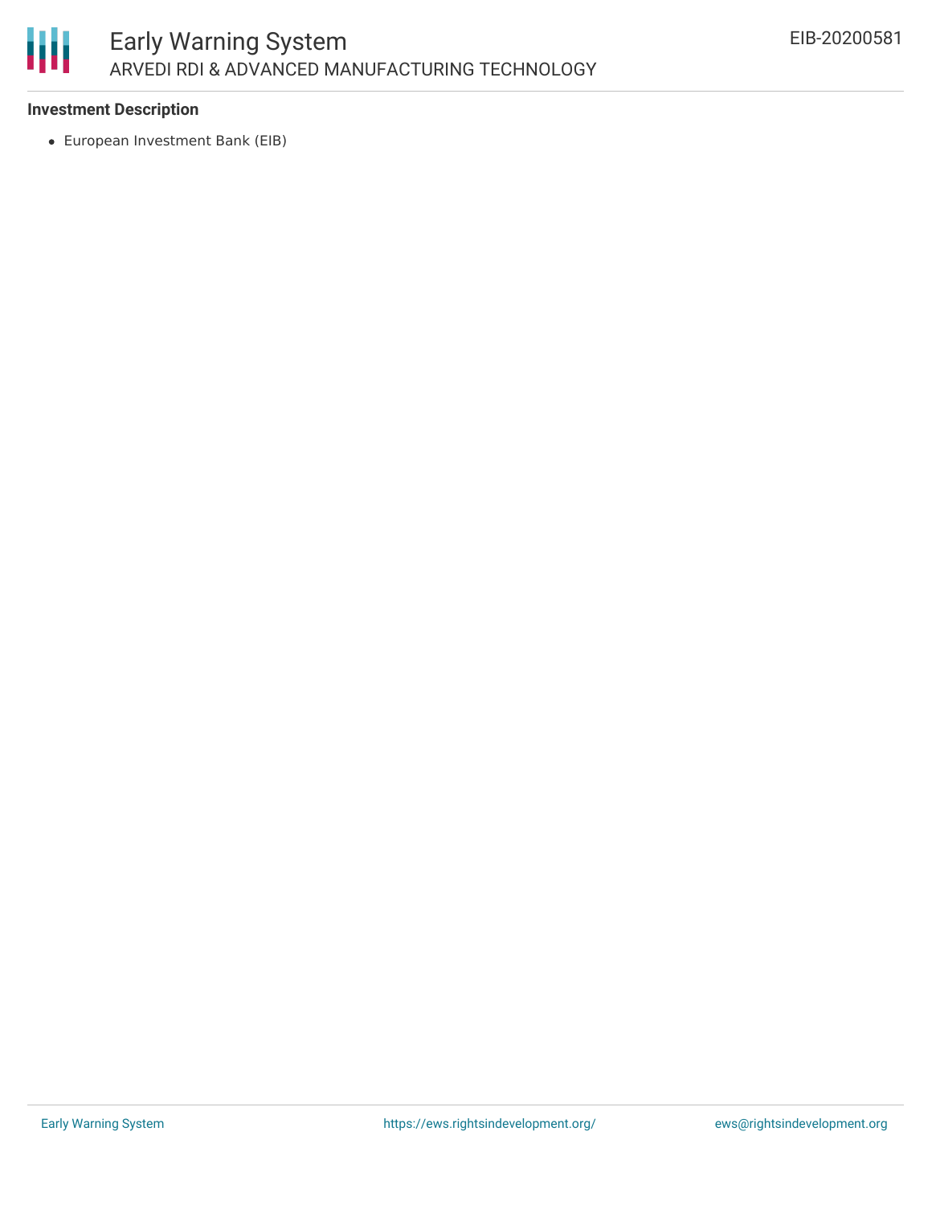**Investment Description**

- European Investment Bank (EIB)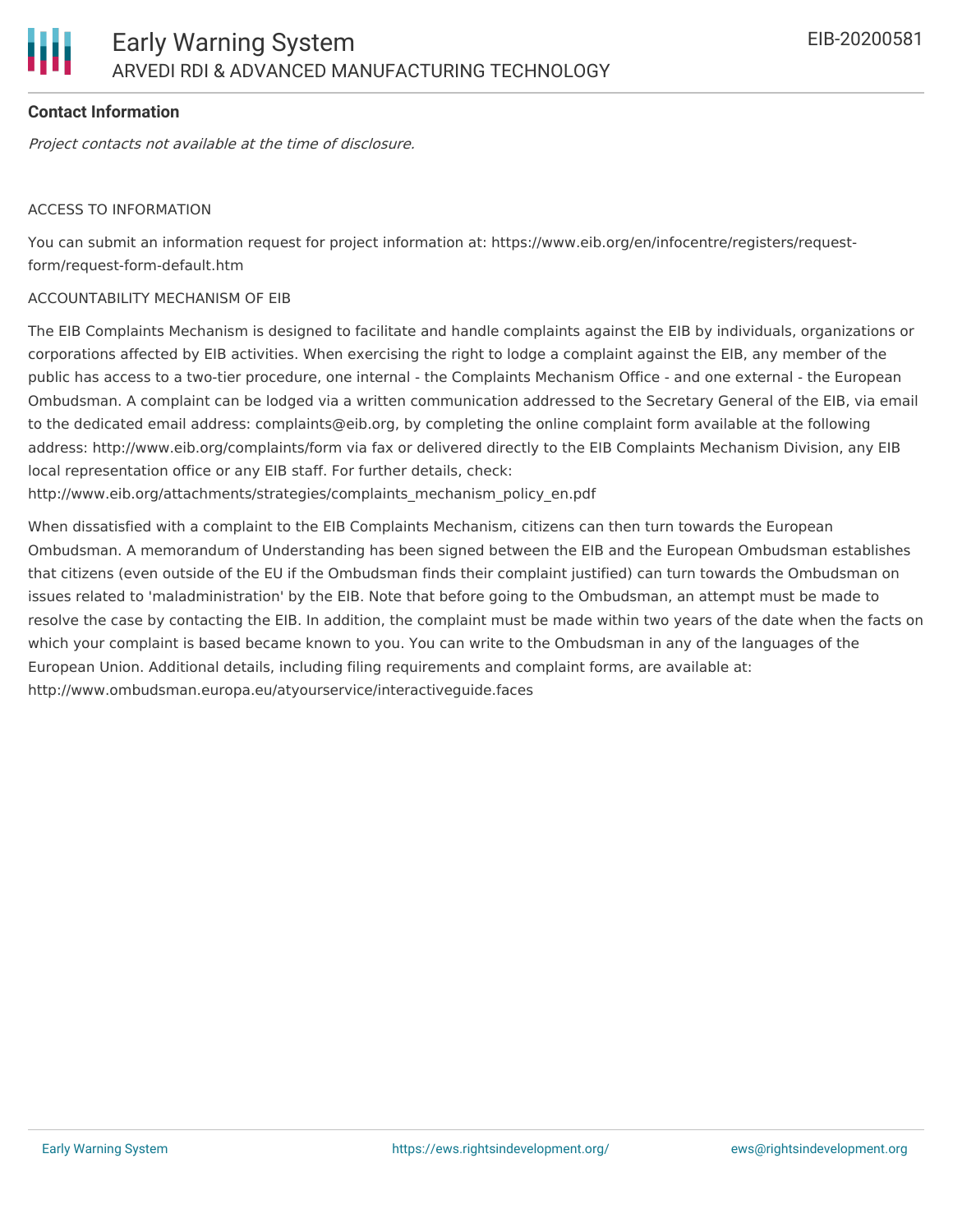**Contact Information**

*Project contacts not available at the time of disclosure.*

ACCESS TO INFORMATION

You can submit an information request for project information at: https://www.eib.org/en/infocentre/registers/request-form/request-form-default.htm

ACCOUNTABILITY MECHANISM OF EIB

The EIB Complaints Mechanism is designed to facilitate and handle complaints against the EIB by individuals, organizations or corporations affected by EIB activities. When exercising the right to lodge a complaint against the EIB, any member of the public has access to a two-tier procedure, one internal - the Complaints Mechanism Office - and one external - the European Ombudsman. A complaint can be lodged via a written communication addressed to the Secretary General of the EIB, via email to the dedicated email address: complaints@eib.org, by completing the online complaint form available at the following address: http://www.eib.org/complaints/form via fax or delivered directly to the EIB Complaints Mechanism Division, any EIB local representation office or any EIB staff. For further details, check: http://www.eib.org/attachments/strategies/complaints_mechanism_policy_en.pdf

When dissatisfied with a complaint to the EIB Complaints Mechanism, citizens can then turn towards the European Ombudsman. A memorandum of Understanding has been signed between the EIB and the European Ombudsman establishes that citizens (even outside of the EU if the Ombudsman finds their complaint justified) can turn towards the Ombudsman on issues related to 'maladministration' by the EIB. Note that before going to the Ombudsman, an attempt must be made to resolve the case by contacting the EIB. In addition, the complaint must be made within two years of the date when the facts on which your complaint is based became known to you. You can write to the Ombudsman in any of the languages of the European Union. Additional details, including filing requirements and complaint forms, are available at: http://www.ombudsman.europa.eu/atyourservice/interactiveguide.faces